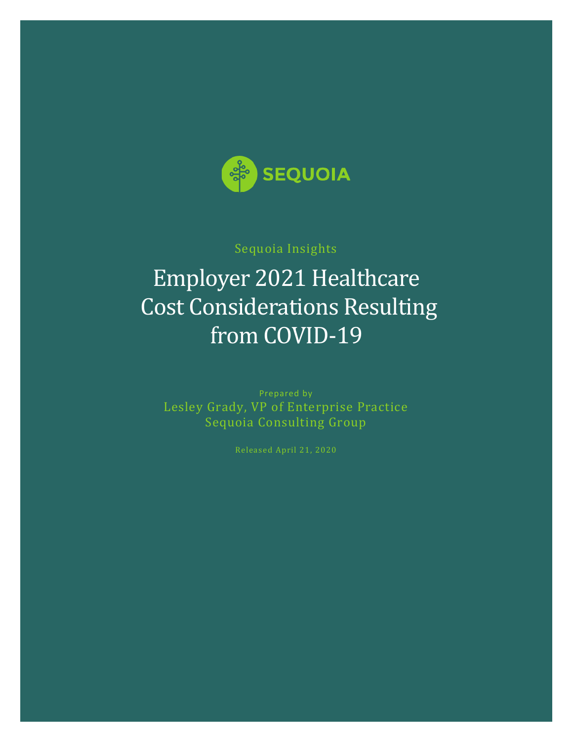SEQUOIA

Sequoia Insights

# Employer 2021 Healthcare Cost Considerations Resulting from COVID-19

Prepared by

Lesley Grady, VP of Enterprise Practice
Sequoia Consulting Group

Released April 21, 2020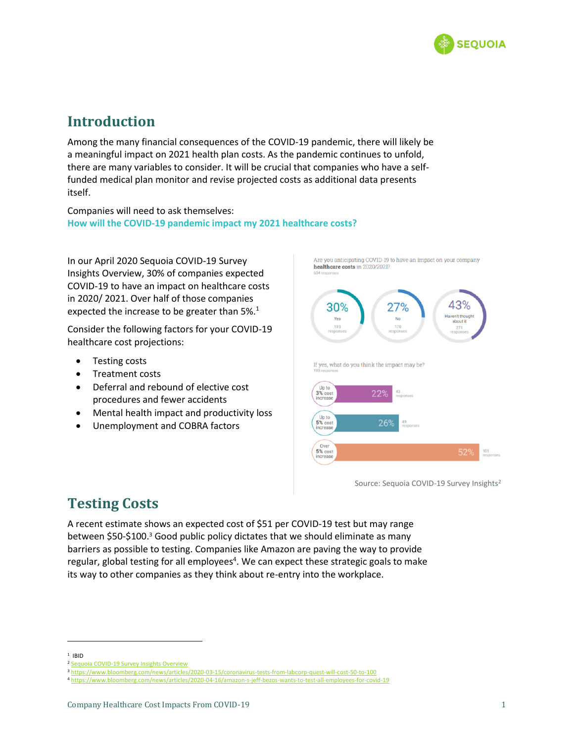## Introduction

Among the many financial consequences of the COVID-19 pandemic, there will likely be a meaningful impact on 2021 health plan costs. As the pandemic continues to unfold, there are many variables to consider. It will be crucial that companies who have a self-funded medical plan monitor and revise projected costs as additional data presents itself.

Companies will need to ask themselves:
**How will the COVID-19 pandemic impact my 2021 healthcare costs?**

In our April 2020 Sequoia COVID-19 Survey Insights Overview, 30% of companies expected COVID-19 to have an impact on healthcare costs in 2020/ 2021. Over half of those companies expected the increase to be greater than 5%.[1]

Consider the following factors for your COVID-19 healthcare cost projections:

- Testing costs
- Treatment costs
- Deferral and rebound of elective cost procedures and fewer accidents
- Mental health impact and productivity loss
- Unemployment and COBRA factors

Are you anticipating COVID-19 to have an impact on your company **healthcare costs** in 2020/2021?
634 responses

| Response | Percentage | Responses |
| --- | --- | --- |
| Yes | 30% | 193 |
| No | 27% | 170 |
| Haven't thought about it | 43% | 271 |

If yes, what do you think the impact may be?
193 responses

| Impact | Percentage | Responses |
| --- | --- | --- |
| Up to 3% cost increase | 22% | 43 |
| Up to 5% cost increase | 26% | 49 |
| Over 5% cost increase | 52% | 101 |

Source: Sequoia COVID-19 Survey Insights[2]

## Testing Costs

A recent estimate shows an expected cost of $51 per COVID-19 test but may range between $50-$100.[3] Good public policy dictates that we should eliminate as many barriers as possible to testing. Companies like Amazon are paving the way to provide regular, global testing for all employees[4]. We can expect these strategic goals to make its way to other companies as they think about re-entry into the workplace.

---

[1] IBID
[2] Sequoia COVID-19 Survey Insights Overview
[3] https://www.bloomberg.com/news/articles/2020-03-15/coronavirus-tests-from-labcorp-quest-will-cost-50-to-100
[4] https://www.bloomberg.com/news/articles/2020-04-16/amazon-s-jeff-bezos-wants-to-test-all-employees-for-covid-19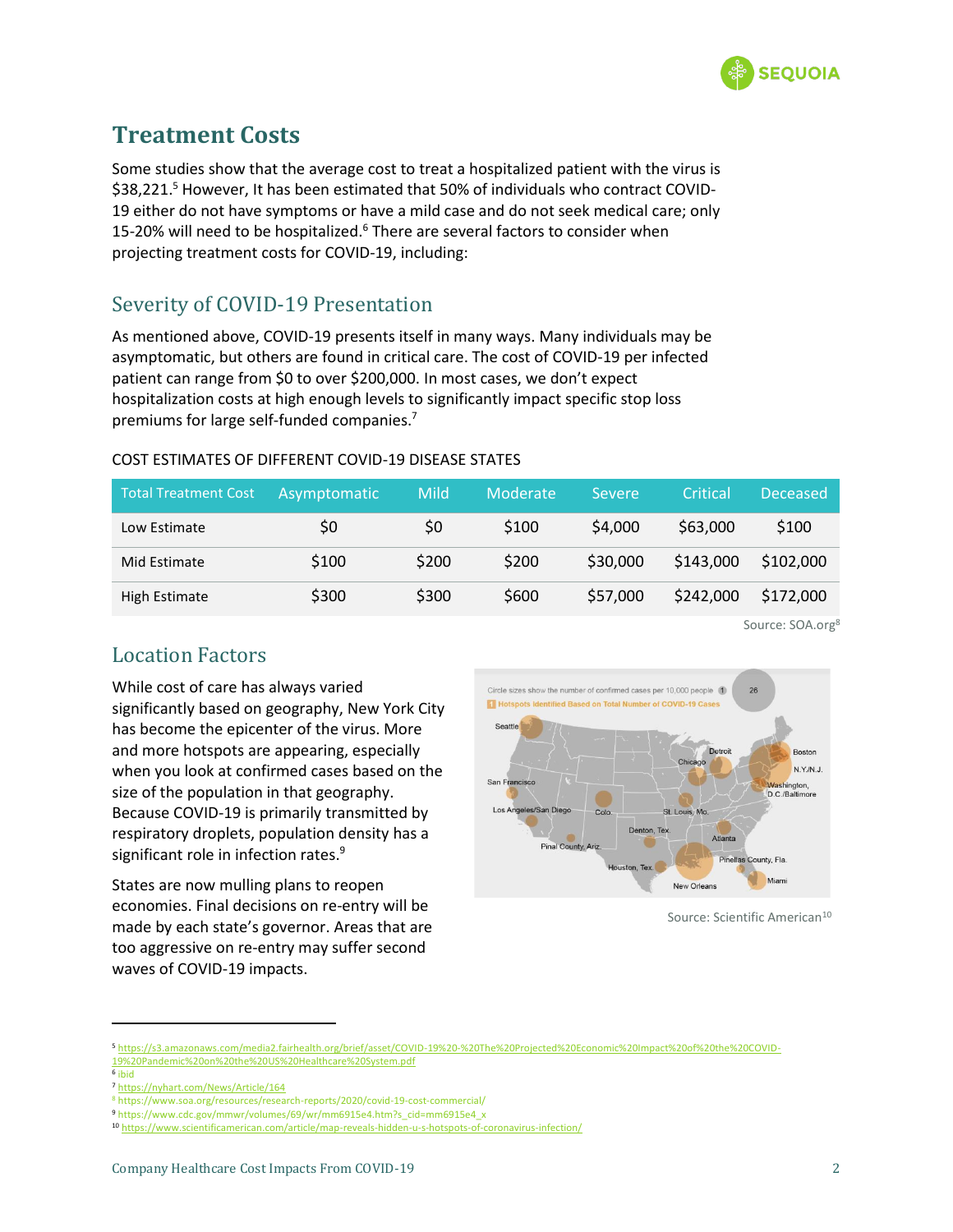## Treatment Costs

Some studies show that the average cost to treat a hospitalized patient with the virus is $38,221.[5] However, It has been estimated that 50% of individuals who contract COVID-19 either do not have symptoms or have a mild case and do not seek medical care; only 15-20% will need to be hospitalized.[6] There are several factors to consider when projecting treatment costs for COVID-19, including:

### Severity of COVID-19 Presentation

As mentioned above, COVID-19 presents itself in many ways. Many individuals may be asymptomatic, but others are found in critical care. The cost of COVID-19 per infected patient can range from $0 to over $200,000. In most cases, we don't expect hospitalization costs at high enough levels to significantly impact specific stop loss premiums for large self-funded companies.[7]

COST ESTIMATES OF DIFFERENT COVID-19 DISEASE STATES

| Total Treatment Cost | Asymptomatic | Mild | Moderate | Severe | Critical | Deceased |
|---|---|---|---|---|---|---|
| Low Estimate | $0 | $0 | $100 | $4,000 | $63,000 | $100 |
| Mid Estimate | $100 | $200 | $200 | $30,000 | $143,000 | $102,000 |
| High Estimate | $300 | $300 | $600 | $57,000 | $242,000 | $172,000 |

Source: SOA.org[8]

### Location Factors

While cost of care has always varied significantly based on geography, New York City has become the epicenter of the virus. More and more hotspots are appearing, especially when you look at confirmed cases based on the size of the population in that geography. Because COVID-19 is primarily transmitted by respiratory droplets, population density has a significant role in infection rates.[9]

States are now mulling plans to reopen economies. Final decisions on re-entry will be made by each state's governor. Areas that are too aggressive on re-entry may suffer second waves of COVID-19 impacts.

Source: Scientific American[10]

---

[5] https://s3.amazonaws.com/media2.fairhealth.org/brief/asset/COVID-19%20-%20The%20Projected%20Economic%20Impact%20of%20the%20COVID-19%20Pandemic%20on%20the%20US%20Healthcare%20System.pdf

[6] ibid

[7] https://nyhart.com/News/Article/164

[8] https://www.soa.org/resources/research-reports/2020/covid-19-cost-commercial/

[9] https://www.cdc.gov/mmwr/volumes/69/wr/mm6915e4.htm?s_cid=mm6915e4_x

[10] https://www.scientificamerican.com/article/map-reveals-hidden-u-s-hotspots-of-coronavirus-infection/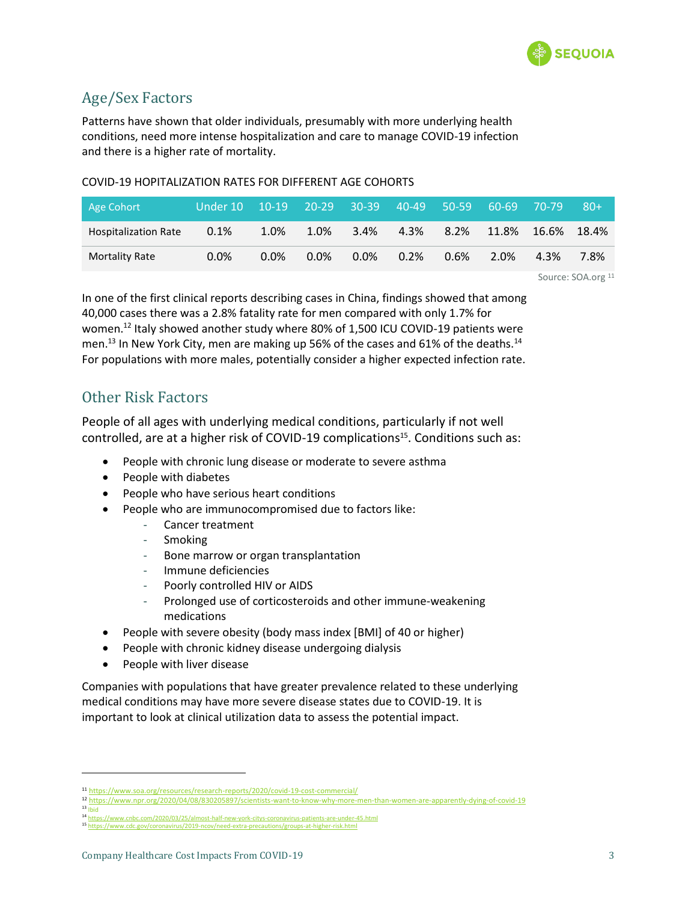## Age/Sex Factors

Patterns have shown that older individuals, presumably with more underlying health conditions, need more intense hospitalization and care to manage COVID-19 infection and there is a higher rate of mortality.

COVID-19 HOPITALIZATION RATES FOR DIFFERENT AGE COHORTS

| Age Cohort | Under 10 | 10-19 | 20-29 | 30-39 | 40-49 | 50-59 | 60-69 | 70-79 | 80+ |
|---|---|---|---|---|---|---|---|---|---|
| Hospitalization Rate | 0.1% | 1.0% | 1.0% | 3.4% | 4.3% | 8.2% | 11.8% | 16.6% | 18.4% |
| Mortality Rate | 0.0% | 0.0% | 0.0% | 0.0% | 0.2% | 0.6% | 2.0% | 4.3% | 7.8% |

Source: SOA.org [11]

In one of the first clinical reports describing cases in China, findings showed that among 40,000 cases there was a 2.8% fatality rate for men compared with only 1.7% for women.[12] Italy showed another study where 80% of 1,500 ICU COVID-19 patients were men.[13] In New York City, men are making up 56% of the cases and 61% of the deaths.[14] For populations with more males, potentially consider a higher expected infection rate.

## Other Risk Factors

People of all ages with underlying medical conditions, particularly if not well controlled, are at a higher risk of COVID-19 complications[15]. Conditions such as:

- People with chronic lung disease or moderate to severe asthma
- People with diabetes
- People who have serious heart conditions
- People who are immunocompromised due to factors like:
  - Cancer treatment
  - Smoking
  - Bone marrow or organ transplantation
  - Immune deficiencies
  - Poorly controlled HIV or AIDS
  - Prolonged use of corticosteroids and other immune-weakening medications
- People with severe obesity (body mass index [BMI] of 40 or higher)
- People with chronic kidney disease undergoing dialysis
- People with liver disease

Companies with populations that have greater prevalence related to these underlying medical conditions may have more severe disease states due to COVID-19. It is important to look at clinical utilization data to assess the potential impact.

---

[11] https://www.soa.org/resources/research-reports/2020/covid-19-cost-commercial/
[12] https://www.npr.org/2020/04/08/830205897/scientists-want-to-know-why-more-men-than-women-are-apparently-dying-of-covid-19
[13] Ibid
[14] https://www.cnbc.com/2020/03/25/almost-half-new-york-citys-coronavirus-patients-are-under-45.html
[15] https://www.cdc.gov/coronavirus/2019-ncov/need-extra-precautions/groups-at-higher-risk.html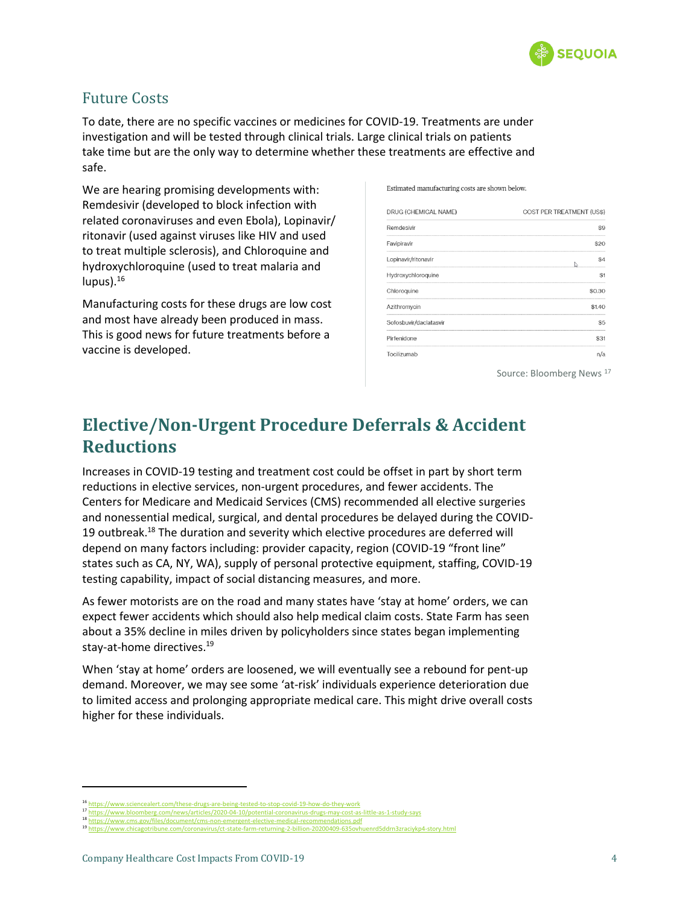## Future Costs

To date, there are no specific vaccines or medicines for COVID-19. Treatments are under investigation and will be tested through clinical trials. Large clinical trials on patients take time but are the only way to determine whether these treatments are effective and safe.

We are hearing promising developments with: Remdesivir (developed to block infection with related coronaviruses and even Ebola), Lopinavir/ritonavir (used against viruses like HIV and used to treat multiple sclerosis), and Chloroquine and hydroxychloroquine (used to treat malaria and lupus).[16]

Manufacturing costs for these drugs are low cost and most have already been produced in mass. This is good news for future treatments before a vaccine is developed.

Estimated manufacturing costs are shown below.

| DRUG (CHEMICAL NAME) | COST PER TREATMENT (US$) |
|---|---|
| Remdesivir | $9 |
| Favipiravir | $20 |
| Lopinavir/ritonavir | $4 |
| Hydroxychloroquine | $1 |
| Chloroquine | $0.30 |
| Azithromycin | $1.40 |
| Sofosbuvir/daclatasvir | $5 |
| Pirfenidone | $31 |
| Tocilizumab | n/a |

Source: Bloomberg News [17]

# Elective/Non-Urgent Procedure Deferrals & Accident Reductions

Increases in COVID-19 testing and treatment cost could be offset in part by short term reductions in elective services, non-urgent procedures, and fewer accidents. The Centers for Medicare and Medicaid Services (CMS) recommended all elective surgeries and nonessential medical, surgical, and dental procedures be delayed during the COVID-19 outbreak.[18] The duration and severity which elective procedures are deferred will depend on many factors including: provider capacity, region (COVID-19 "front line" states such as CA, NY, WA), supply of personal protective equipment, staffing, COVID-19 testing capability, impact of social distancing measures, and more.

As fewer motorists are on the road and many states have 'stay at home' orders, we can expect fewer accidents which should also help medical claim costs. State Farm has seen about a 35% decline in miles driven by policyholders since states began implementing stay-at-home directives.[19]

When 'stay at home' orders are loosened, we will eventually see a rebound for pent-up demand. Moreover, we may see some 'at-risk' individuals experience deterioration due to limited access and prolonging appropriate medical care. This might drive overall costs higher for these individuals.

---

[16] https://www.sciencealert.com/these-drugs-are-being-tested-to-stop-covid-19-how-do-they-work
[17] https://www.bloomberg.com/news/articles/2020-04-10/potential-coronavirus-drugs-may-cost-as-little-as-1-study-says
[18] https://www.cms.gov/files/document/cms-non-emergent-elective-medical-recommendations.pdf
[19] https://www.chicagotribune.com/coronavirus/ct-state-farm-returning-2-billion-20200409-635ovhuenrd5ddm3zraciykp4-story.html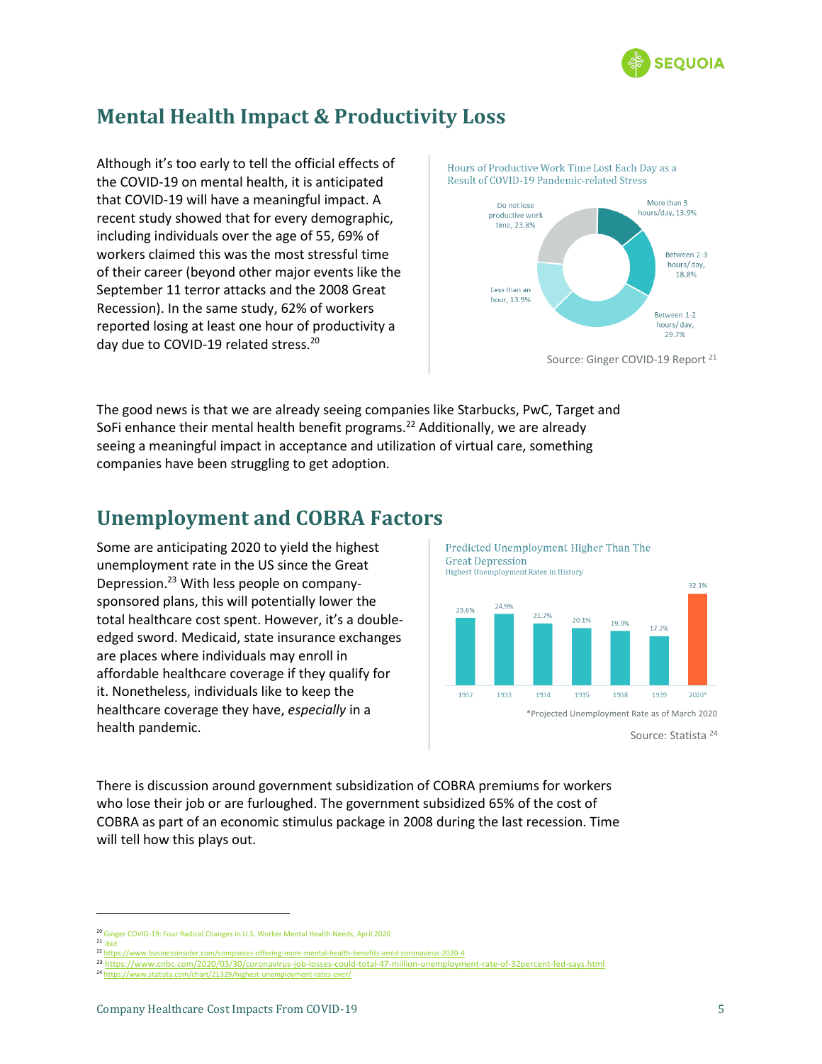## Mental Health Impact & Productivity Loss

Although it's too early to tell the official effects of the COVID-19 on mental health, it is anticipated that COVID-19 will have a meaningful impact. A recent study showed that for every demographic, including individuals over the age of 55, 69% of workers claimed this was the most stressful time of their career (beyond other major events like the September 11 terror attacks and the 2008 Great Recession). In the same study, 62% of workers reported losing at least one hour of productivity a day due to COVID-19 related stress.[20]

Hours of Productive Work Time Lost Each Day as a Result of COVID-19 Pandemic-related Stress

| Hours lost | Share |
|---|---|
| More than 3 hours/day | 13.9% |
| Between 2-3 hours/ day | 18.8% |
| Between 1-2 hours/ day | 29.7% |
| Less than an hour | 13.9% |
| Do not lose productive work time | 23.8% |

Source: Ginger COVID-19 Report [21]

The good news is that we are already seeing companies like Starbucks, PwC, Target and SoFi enhance their mental health benefit programs.[22] Additionally, we are already seeing a meaningful impact in acceptance and utilization of virtual care, something companies have been struggling to get adoption.

## Unemployment and COBRA Factors

Some are anticipating 2020 to yield the highest unemployment rate in the US since the Great Depression.[23] With less people on company-sponsored plans, this will potentially lower the total healthcare cost spent. However, it's a double-edged sword. Medicaid, state insurance exchanges are places where individuals may enroll in affordable healthcare coverage if they qualify for it. Nonetheless, individuals like to keep the healthcare coverage they have, *especially* in a health pandemic.

Predicted Unemployment Higher Than The Great Depression

Highest Unemployment Rates in History

| Year | Unemployment Rate |
|---|---|
| 1932 | 23.6% |
| 1933 | 24.9% |
| 1934 | 21.7% |
| 1935 | 20.1% |
| 1938 | 19.0% |
| 1939 | 17.2% |
| 2020* | 32.1% |

*Projected Unemployment Rate as of March 2020

Source: Statista [24]

There is discussion around government subsidization of COBRA premiums for workers who lose their job or are furloughed. The government subsidized 65% of the cost of COBRA as part of an economic stimulus package in 2008 during the last recession. Time will tell how this plays out.

---

[20] Ginger COVID-19: Four Radical Changes in U.S. Worker Mental Health Needs, April 2020

[21] Ibid

[22] https://www.businessinsider.com/companies-offering-more-mental-health-benefits-amid-coronavirus-2020-4

[23] https://www.cnbc.com/2020/03/30/coronavirus-job-losses-could-total-47-million-unemployment-rate-of-32percent-fed-says.html

[24] https://www.statista.com/chart/21329/highest-unemployment-rates-ever/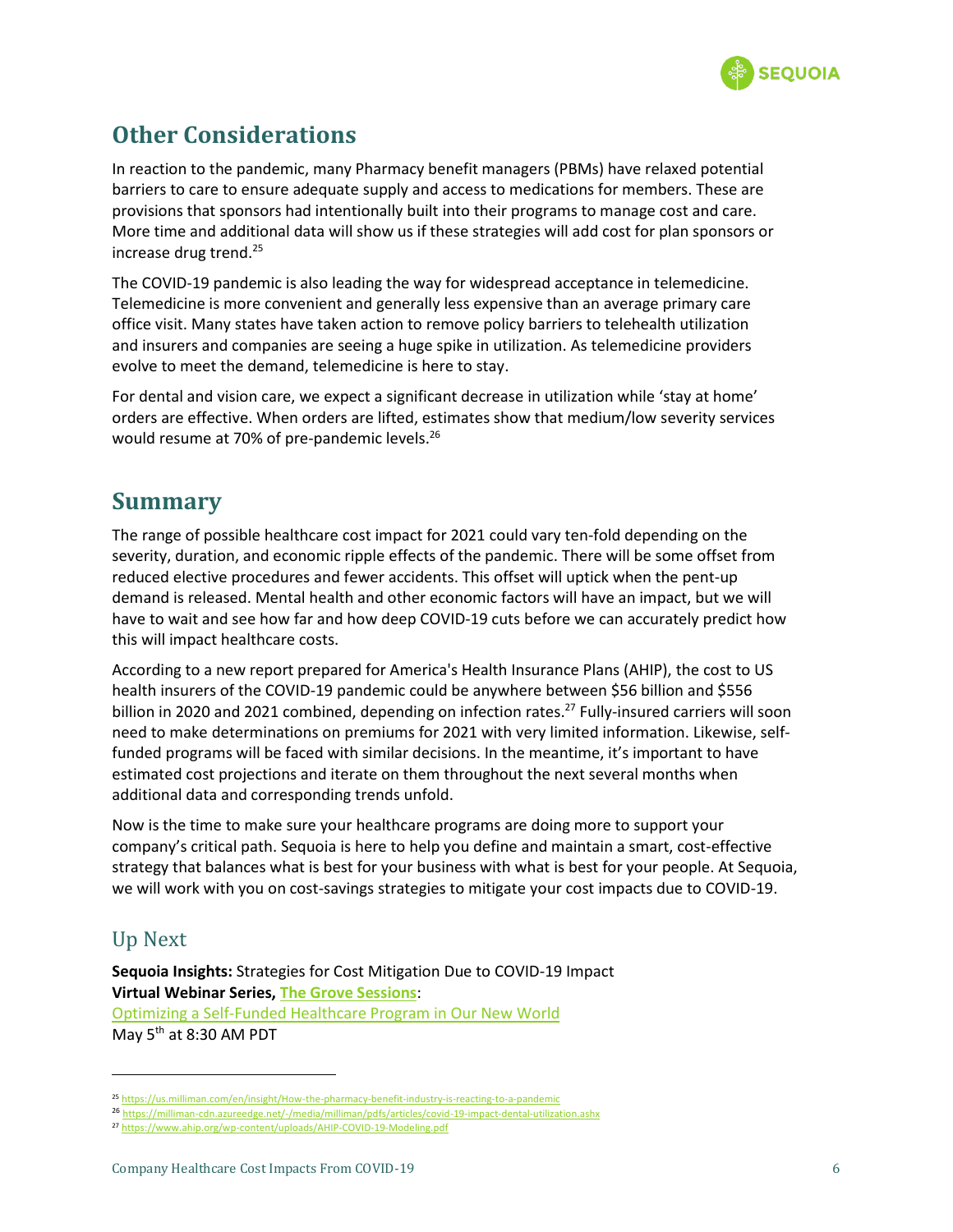## Other Considerations

In reaction to the pandemic, many Pharmacy benefit managers (PBMs) have relaxed potential barriers to care to ensure adequate supply and access to medications for members. These are provisions that sponsors had intentionally built into their programs to manage cost and care. More time and additional data will show us if these strategies will add cost for plan sponsors or increase drug trend.[25]

The COVID-19 pandemic is also leading the way for widespread acceptance in telemedicine. Telemedicine is more convenient and generally less expensive than an average primary care office visit. Many states have taken action to remove policy barriers to telehealth utilization and insurers and companies are seeing a huge spike in utilization. As telemedicine providers evolve to meet the demand, telemedicine is here to stay.

For dental and vision care, we expect a significant decrease in utilization while 'stay at home' orders are effective. When orders are lifted, estimates show that medium/low severity services would resume at 70% of pre-pandemic levels.[26]

## Summary

The range of possible healthcare cost impact for 2021 could vary ten-fold depending on the severity, duration, and economic ripple effects of the pandemic. There will be some offset from reduced elective procedures and fewer accidents. This offset will uptick when the pent-up demand is released. Mental health and other economic factors will have an impact, but we will have to wait and see how far and how deep COVID-19 cuts before we can accurately predict how this will impact healthcare costs.

According to a new report prepared for America's Health Insurance Plans (AHIP), the cost to US health insurers of the COVID-19 pandemic could be anywhere between $56 billion and $556 billion in 2020 and 2021 combined, depending on infection rates.[27] Fully-insured carriers will soon need to make determinations on premiums for 2021 with very limited information. Likewise, self-funded programs will be faced with similar decisions. In the meantime, it's important to have estimated cost projections and iterate on them throughout the next several months when additional data and corresponding trends unfold.

Now is the time to make sure your healthcare programs are doing more to support your company's critical path. Sequoia is here to help you define and maintain a smart, cost-effective strategy that balances what is best for your business with what is best for your people. At Sequoia, we will work with you on cost-savings strategies to mitigate your cost impacts due to COVID-19.

### Up Next

**Sequoia Insights:** Strategies for Cost Mitigation Due to COVID-19 Impact
**Virtual Webinar Series, The Grove Sessions**:
Optimizing a Self-Funded Healthcare Program in Our New World
May 5th at 8:30 AM PDT

---

[25] https://us.milliman.com/en/insight/How-the-pharmacy-benefit-industry-is-reacting-to-a-pandemic

[26] https://milliman-cdn.azureedge.net/-/media/milliman/pdfs/articles/covid-19-impact-dental-utilization.ashx

[27] https://www.ahip.org/wp-content/uploads/AHIP-COVID-19-Modeling.pdf